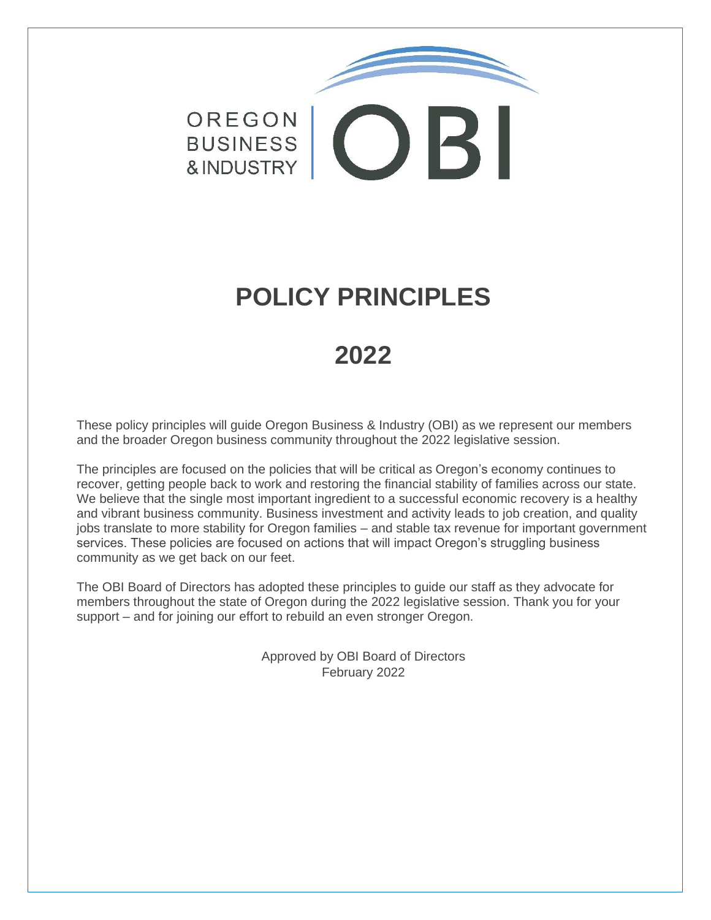OREGON BUSINESS & INDUSTRY | OBI

# POLICY PRINCIPLES

# 2022

These policy principles will guide Oregon Business & Industry (OBI) as we represent our members and the broader Oregon business community throughout the 2022 legislative session.

The principles are focused on the policies that will be critical as Oregon's economy continues to recover, getting people back to work and restoring the financial stability of families across our state. We believe that the single most important ingredient to a successful economic recovery is a healthy and vibrant business community. Business investment and activity leads to job creation, and quality jobs translate to more stability for Oregon families – and stable tax revenue for important government services. These policies are focused on actions that will impact Oregon's struggling business community as we get back on our feet.

The OBI Board of Directors has adopted these principles to guide our staff as they advocate for members throughout the state of Oregon during the 2022 legislative session. Thank you for your support – and for joining our effort to rebuild an even stronger Oregon.

Approved by OBI Board of Directors
February 2022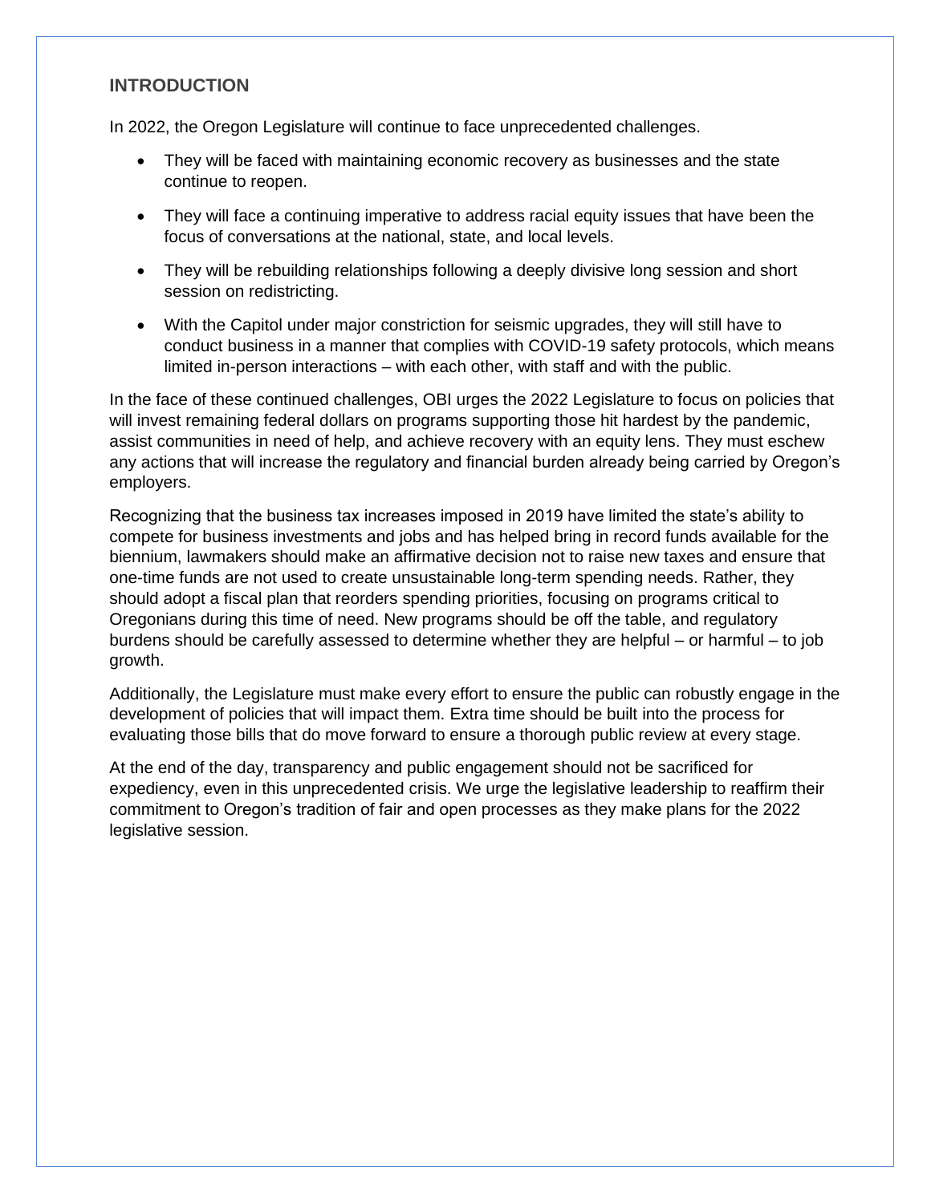## INTRODUCTION

In 2022, the Oregon Legislature will continue to face unprecedented challenges.

- They will be faced with maintaining economic recovery as businesses and the state continue to reopen.
- They will face a continuing imperative to address racial equity issues that have been the focus of conversations at the national, state, and local levels.
- They will be rebuilding relationships following a deeply divisive long session and short session on redistricting.
- With the Capitol under major constriction for seismic upgrades, they will still have to conduct business in a manner that complies with COVID-19 safety protocols, which means limited in-person interactions – with each other, with staff and with the public.

In the face of these continued challenges, OBI urges the 2022 Legislature to focus on policies that will invest remaining federal dollars on programs supporting those hit hardest by the pandemic, assist communities in need of help, and achieve recovery with an equity lens. They must eschew any actions that will increase the regulatory and financial burden already being carried by Oregon's employers.

Recognizing that the business tax increases imposed in 2019 have limited the state's ability to compete for business investments and jobs and has helped bring in record funds available for the biennium, lawmakers should make an affirmative decision not to raise new taxes and ensure that one-time funds are not used to create unsustainable long-term spending needs. Rather, they should adopt a fiscal plan that reorders spending priorities, focusing on programs critical to Oregonians during this time of need. New programs should be off the table, and regulatory burdens should be carefully assessed to determine whether they are helpful – or harmful – to job growth.

Additionally, the Legislature must make every effort to ensure the public can robustly engage in the development of policies that will impact them. Extra time should be built into the process for evaluating those bills that do move forward to ensure a thorough public review at every stage.

At the end of the day, transparency and public engagement should not be sacrificed for expediency, even in this unprecedented crisis. We urge the legislative leadership to reaffirm their commitment to Oregon's tradition of fair and open processes as they make plans for the 2022 legislative session.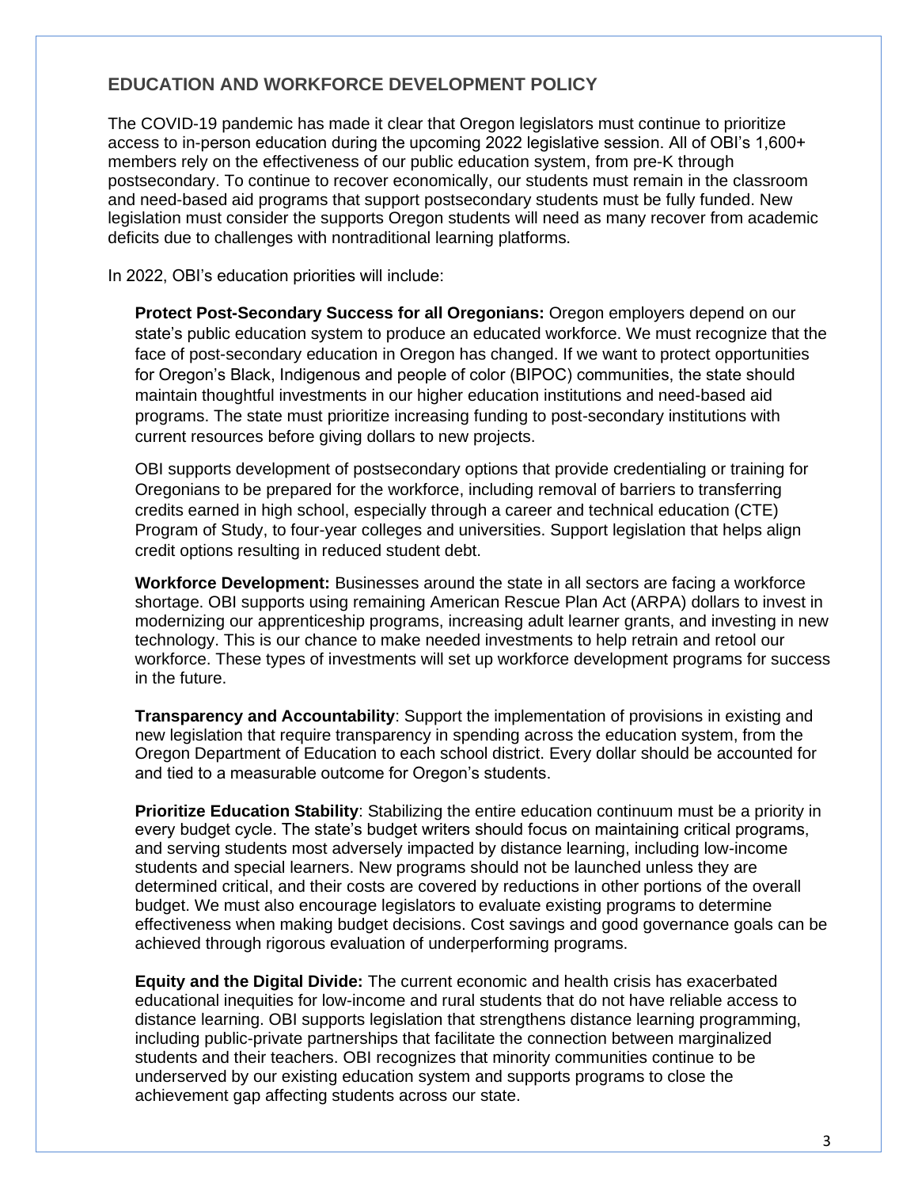## EDUCATION AND WORKFORCE DEVELOPMENT POLICY

The COVID-19 pandemic has made it clear that Oregon legislators must continue to prioritize access to in-person education during the upcoming 2022 legislative session. All of OBI's 1,600+ members rely on the effectiveness of our public education system, from pre-K through postsecondary. To continue to recover economically, our students must remain in the classroom and need-based aid programs that support postsecondary students must be fully funded. New legislation must consider the supports Oregon students will need as many recover from academic deficits due to challenges with nontraditional learning platforms.

In 2022, OBI's education priorities will include:

**Protect Post-Secondary Success for all Oregonians:** Oregon employers depend on our state's public education system to produce an educated workforce. We must recognize that the face of post-secondary education in Oregon has changed. If we want to protect opportunities for Oregon's Black, Indigenous and people of color (BIPOC) communities, the state should maintain thoughtful investments in our higher education institutions and need-based aid programs. The state must prioritize increasing funding to post-secondary institutions with current resources before giving dollars to new projects.

OBI supports development of postsecondary options that provide credentialing or training for Oregonians to be prepared for the workforce, including removal of barriers to transferring credits earned in high school, especially through a career and technical education (CTE) Program of Study, to four-year colleges and universities. Support legislation that helps align credit options resulting in reduced student debt.

**Workforce Development:** Businesses around the state in all sectors are facing a workforce shortage. OBI supports using remaining American Rescue Plan Act (ARPA) dollars to invest in modernizing our apprenticeship programs, increasing adult learner grants, and investing in new technology. This is our chance to make needed investments to help retrain and retool our workforce. These types of investments will set up workforce development programs for success in the future.

**Transparency and Accountability**: Support the implementation of provisions in existing and new legislation that require transparency in spending across the education system, from the Oregon Department of Education to each school district. Every dollar should be accounted for and tied to a measurable outcome for Oregon's students.

**Prioritize Education Stability**: Stabilizing the entire education continuum must be a priority in every budget cycle. The state's budget writers should focus on maintaining critical programs, and serving students most adversely impacted by distance learning, including low-income students and special learners. New programs should not be launched unless they are determined critical, and their costs are covered by reductions in other portions of the overall budget. We must also encourage legislators to evaluate existing programs to determine effectiveness when making budget decisions. Cost savings and good governance goals can be achieved through rigorous evaluation of underperforming programs.

**Equity and the Digital Divide:** The current economic and health crisis has exacerbated educational inequities for low-income and rural students that do not have reliable access to distance learning. OBI supports legislation that strengthens distance learning programming, including public-private partnerships that facilitate the connection between marginalized students and their teachers. OBI recognizes that minority communities continue to be underserved by our existing education system and supports programs to close the achievement gap affecting students across our state.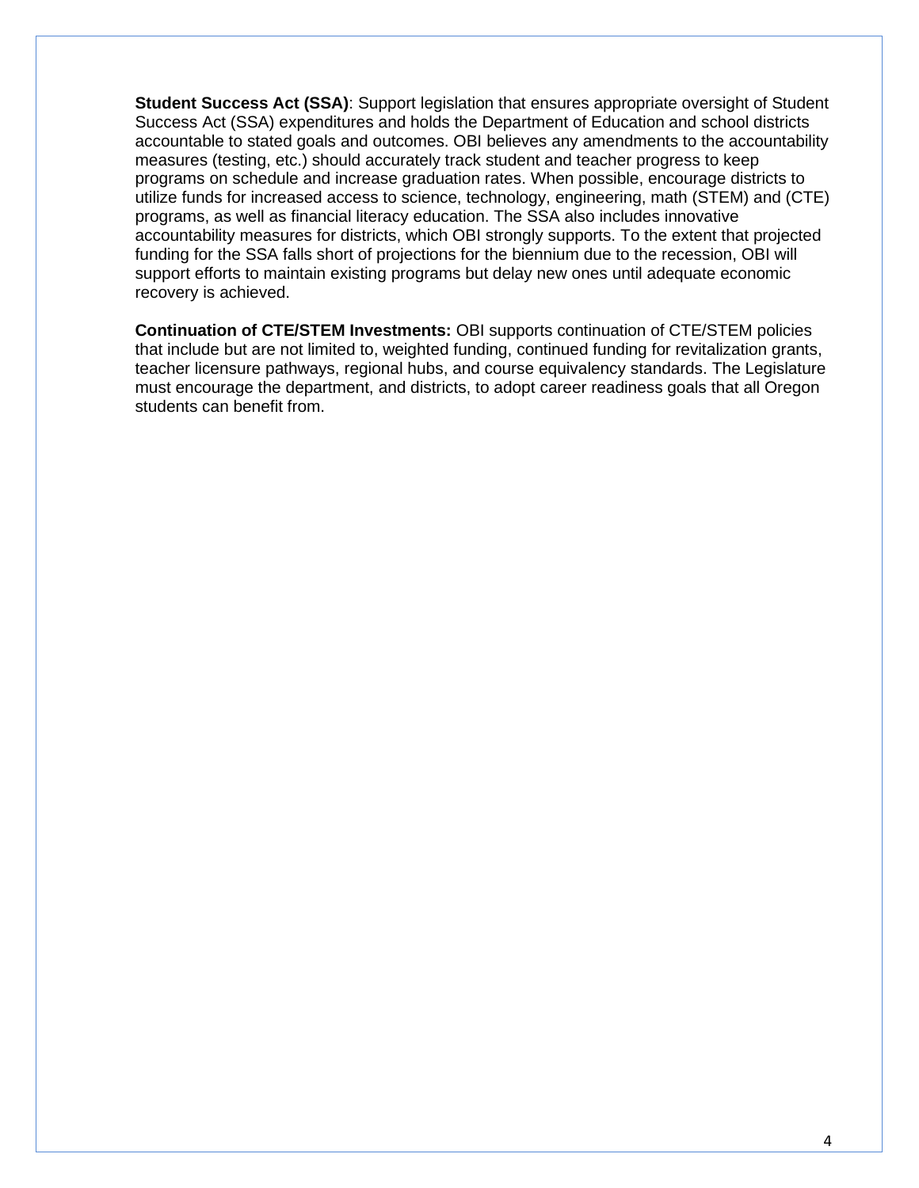**Student Success Act (SSA)**: Support legislation that ensures appropriate oversight of Student Success Act (SSA) expenditures and holds the Department of Education and school districts accountable to stated goals and outcomes. OBI believes any amendments to the accountability measures (testing, etc.) should accurately track student and teacher progress to keep programs on schedule and increase graduation rates. When possible, encourage districts to utilize funds for increased access to science, technology, engineering, math (STEM) and (CTE) programs, as well as financial literacy education. The SSA also includes innovative accountability measures for districts, which OBI strongly supports. To the extent that projected funding for the SSA falls short of projections for the biennium due to the recession, OBI will support efforts to maintain existing programs but delay new ones until adequate economic recovery is achieved.

**Continuation of CTE/STEM Investments:** OBI supports continuation of CTE/STEM policies that include but are not limited to, weighted funding, continued funding for revitalization grants, teacher licensure pathways, regional hubs, and course equivalency standards. The Legislature must encourage the department, and districts, to adopt career readiness goals that all Oregon students can benefit from.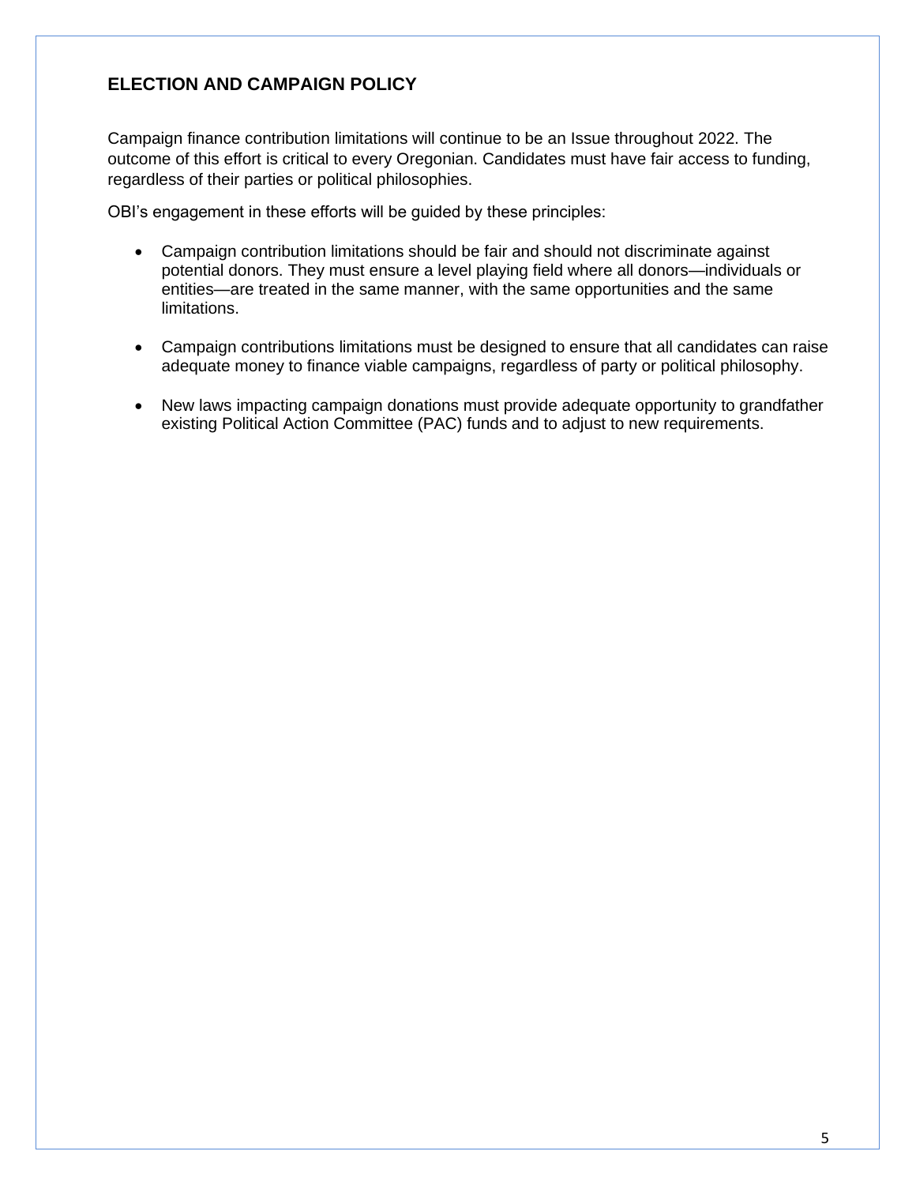## ELECTION AND CAMPAIGN POLICY

Campaign finance contribution limitations will continue to be an Issue throughout 2022. The outcome of this effort is critical to every Oregonian. Candidates must have fair access to funding, regardless of their parties or political philosophies.

OBI's engagement in these efforts will be guided by these principles:

- Campaign contribution limitations should be fair and should not discriminate against potential donors. They must ensure a level playing field where all donors—individuals or entities—are treated in the same manner, with the same opportunities and the same limitations.

- Campaign contributions limitations must be designed to ensure that all candidates can raise adequate money to finance viable campaigns, regardless of party or political philosophy.

- New laws impacting campaign donations must provide adequate opportunity to grandfather existing Political Action Committee (PAC) funds and to adjust to new requirements.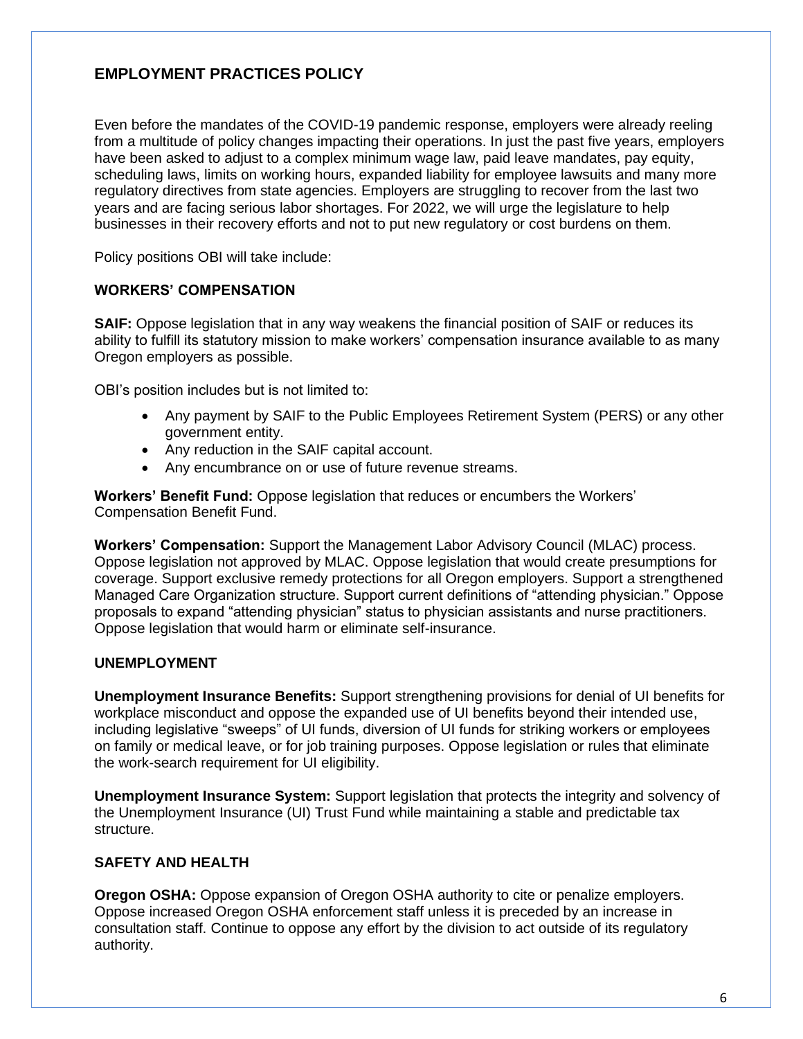## EMPLOYMENT PRACTICES POLICY

Even before the mandates of the COVID-19 pandemic response, employers were already reeling from a multitude of policy changes impacting their operations. In just the past five years, employers have been asked to adjust to a complex minimum wage law, paid leave mandates, pay equity, scheduling laws, limits on working hours, expanded liability for employee lawsuits and many more regulatory directives from state agencies. Employers are struggling to recover from the last two years and are facing serious labor shortages. For 2022, we will urge the legislature to help businesses in their recovery efforts and not to put new regulatory or cost burdens on them.

Policy positions OBI will take include:

### WORKERS' COMPENSATION

**SAIF:** Oppose legislation that in any way weakens the financial position of SAIF or reduces its ability to fulfill its statutory mission to make workers' compensation insurance available to as many Oregon employers as possible.

OBI's position includes but is not limited to:

- Any payment by SAIF to the Public Employees Retirement System (PERS) or any other government entity.
- Any reduction in the SAIF capital account.
- Any encumbrance on or use of future revenue streams.

**Workers' Benefit Fund:** Oppose legislation that reduces or encumbers the Workers' Compensation Benefit Fund.

**Workers' Compensation:** Support the Management Labor Advisory Council (MLAC) process. Oppose legislation not approved by MLAC. Oppose legislation that would create presumptions for coverage. Support exclusive remedy protections for all Oregon employers. Support a strengthened Managed Care Organization structure. Support current definitions of "attending physician." Oppose proposals to expand "attending physician" status to physician assistants and nurse practitioners. Oppose legislation that would harm or eliminate self-insurance.

### UNEMPLOYMENT

**Unemployment Insurance Benefits:** Support strengthening provisions for denial of UI benefits for workplace misconduct and oppose the expanded use of UI benefits beyond their intended use, including legislative "sweeps" of UI funds, diversion of UI funds for striking workers or employees on family or medical leave, or for job training purposes. Oppose legislation or rules that eliminate the work-search requirement for UI eligibility.

**Unemployment Insurance System:** Support legislation that protects the integrity and solvency of the Unemployment Insurance (UI) Trust Fund while maintaining a stable and predictable tax structure.

### SAFETY AND HEALTH

**Oregon OSHA:** Oppose expansion of Oregon OSHA authority to cite or penalize employers. Oppose increased Oregon OSHA enforcement staff unless it is preceded by an increase in consultation staff. Continue to oppose any effort by the division to act outside of its regulatory authority.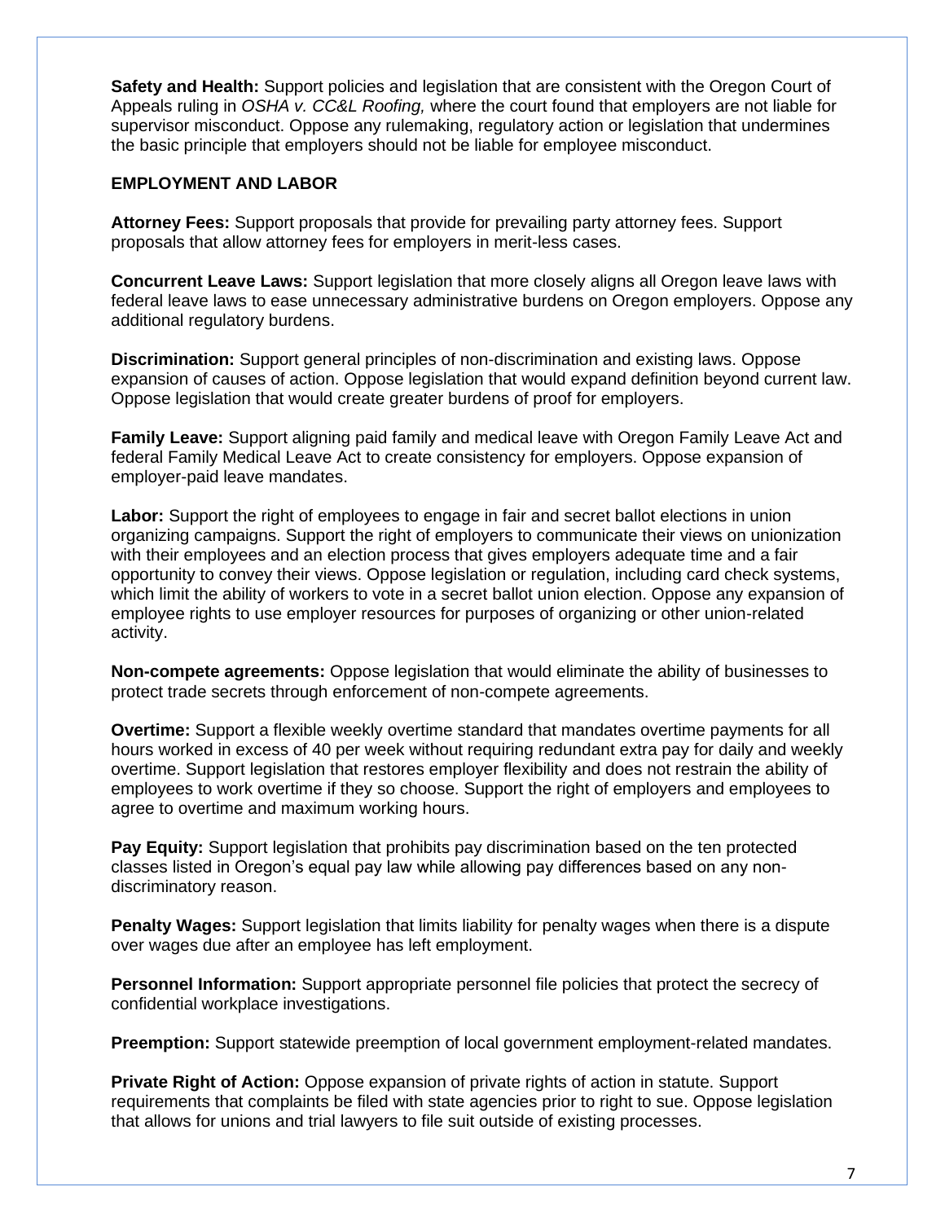**Safety and Health:** Support policies and legislation that are consistent with the Oregon Court of Appeals ruling in *OSHA v. CC&L Roofing,* where the court found that employers are not liable for supervisor misconduct. Oppose any rulemaking, regulatory action or legislation that undermines the basic principle that employers should not be liable for employee misconduct.

## EMPLOYMENT AND LABOR

**Attorney Fees:** Support proposals that provide for prevailing party attorney fees. Support proposals that allow attorney fees for employers in merit-less cases.

**Concurrent Leave Laws:** Support legislation that more closely aligns all Oregon leave laws with federal leave laws to ease unnecessary administrative burdens on Oregon employers. Oppose any additional regulatory burdens.

**Discrimination:** Support general principles of non-discrimination and existing laws. Oppose expansion of causes of action. Oppose legislation that would expand definition beyond current law. Oppose legislation that would create greater burdens of proof for employers.

**Family Leave:** Support aligning paid family and medical leave with Oregon Family Leave Act and federal Family Medical Leave Act to create consistency for employers. Oppose expansion of employer-paid leave mandates.

**Labor:** Support the right of employees to engage in fair and secret ballot elections in union organizing campaigns. Support the right of employers to communicate their views on unionization with their employees and an election process that gives employers adequate time and a fair opportunity to convey their views. Oppose legislation or regulation, including card check systems, which limit the ability of workers to vote in a secret ballot union election. Oppose any expansion of employee rights to use employer resources for purposes of organizing or other union-related activity.

**Non-compete agreements:** Oppose legislation that would eliminate the ability of businesses to protect trade secrets through enforcement of non-compete agreements.

**Overtime:** Support a flexible weekly overtime standard that mandates overtime payments for all hours worked in excess of 40 per week without requiring redundant extra pay for daily and weekly overtime. Support legislation that restores employer flexibility and does not restrain the ability of employees to work overtime if they so choose. Support the right of employers and employees to agree to overtime and maximum working hours.

**Pay Equity:** Support legislation that prohibits pay discrimination based on the ten protected classes listed in Oregon's equal pay law while allowing pay differences based on any non-discriminatory reason.

**Penalty Wages:** Support legislation that limits liability for penalty wages when there is a dispute over wages due after an employee has left employment.

**Personnel Information:** Support appropriate personnel file policies that protect the secrecy of confidential workplace investigations.

**Preemption:** Support statewide preemption of local government employment-related mandates.

**Private Right of Action:** Oppose expansion of private rights of action in statute. Support requirements that complaints be filed with state agencies prior to right to sue. Oppose legislation that allows for unions and trial lawyers to file suit outside of existing processes.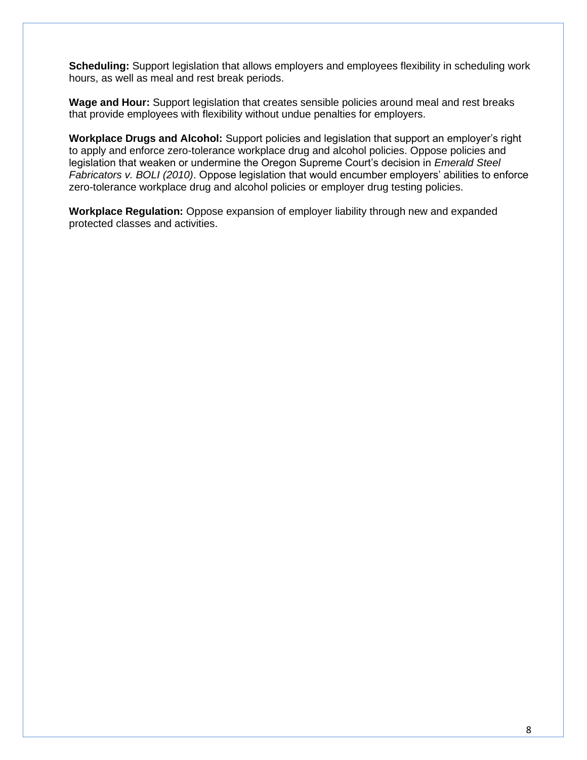**Scheduling:** Support legislation that allows employers and employees flexibility in scheduling work hours, as well as meal and rest break periods.

**Wage and Hour:** Support legislation that creates sensible policies around meal and rest breaks that provide employees with flexibility without undue penalties for employers.

**Workplace Drugs and Alcohol:** Support policies and legislation that support an employer's right to apply and enforce zero-tolerance workplace drug and alcohol policies. Oppose policies and legislation that weaken or undermine the Oregon Supreme Court's decision in *Emerald Steel Fabricators v. BOLI (2010)*. Oppose legislation that would encumber employers' abilities to enforce zero-tolerance workplace drug and alcohol policies or employer drug testing policies.

**Workplace Regulation:** Oppose expansion of employer liability through new and expanded protected classes and activities.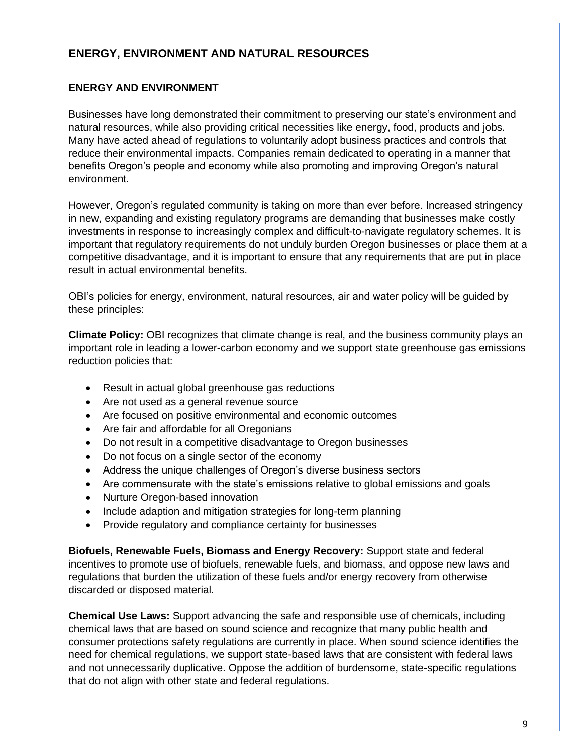## ENERGY, ENVIRONMENT AND NATURAL RESOURCES

### ENERGY AND ENVIRONMENT

Businesses have long demonstrated their commitment to preserving our state's environment and natural resources, while also providing critical necessities like energy, food, products and jobs. Many have acted ahead of regulations to voluntarily adopt business practices and controls that reduce their environmental impacts. Companies remain dedicated to operating in a manner that benefits Oregon's people and economy while also promoting and improving Oregon's natural environment.

However, Oregon's regulated community is taking on more than ever before. Increased stringency in new, expanding and existing regulatory programs are demanding that businesses make costly investments in response to increasingly complex and difficult-to-navigate regulatory schemes. It is important that regulatory requirements do not unduly burden Oregon businesses or place them at a competitive disadvantage, and it is important to ensure that any requirements that are put in place result in actual environmental benefits.

OBI's policies for energy, environment, natural resources, air and water policy will be guided by these principles:

**Climate Policy:** OBI recognizes that climate change is real, and the business community plays an important role in leading a lower-carbon economy and we support state greenhouse gas emissions reduction policies that:

- Result in actual global greenhouse gas reductions
- Are not used as a general revenue source
- Are focused on positive environmental and economic outcomes
- Are fair and affordable for all Oregonians
- Do not result in a competitive disadvantage to Oregon businesses
- Do not focus on a single sector of the economy
- Address the unique challenges of Oregon's diverse business sectors
- Are commensurate with the state's emissions relative to global emissions and goals
- Nurture Oregon-based innovation
- Include adaption and mitigation strategies for long-term planning
- Provide regulatory and compliance certainty for businesses

**Biofuels, Renewable Fuels, Biomass and Energy Recovery:** Support state and federal incentives to promote use of biofuels, renewable fuels, and biomass, and oppose new laws and regulations that burden the utilization of these fuels and/or energy recovery from otherwise discarded or disposed material.

**Chemical Use Laws:** Support advancing the safe and responsible use of chemicals, including chemical laws that are based on sound science and recognize that many public health and consumer protections safety regulations are currently in place. When sound science identifies the need for chemical regulations, we support state-based laws that are consistent with federal laws and not unnecessarily duplicative. Oppose the addition of burdensome, state-specific regulations that do not align with other state and federal regulations.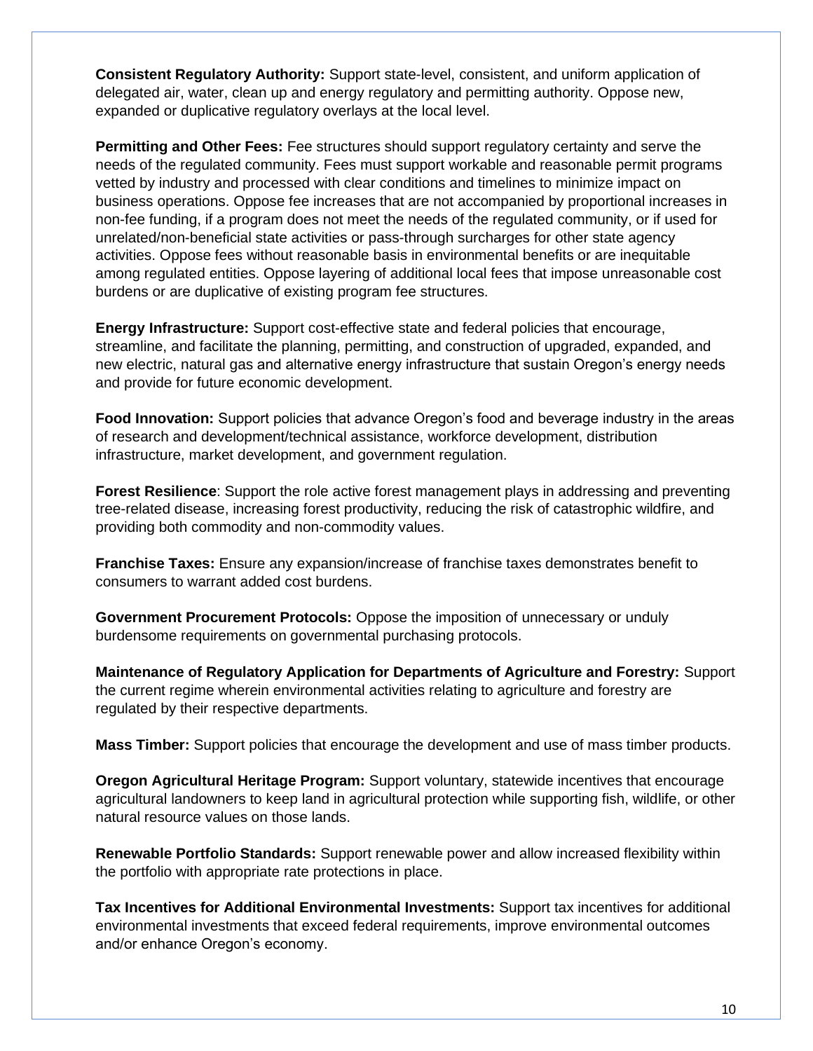**Consistent Regulatory Authority:** Support state-level, consistent, and uniform application of delegated air, water, clean up and energy regulatory and permitting authority. Oppose new, expanded or duplicative regulatory overlays at the local level.

**Permitting and Other Fees:** Fee structures should support regulatory certainty and serve the needs of the regulated community. Fees must support workable and reasonable permit programs vetted by industry and processed with clear conditions and timelines to minimize impact on business operations. Oppose fee increases that are not accompanied by proportional increases in non-fee funding, if a program does not meet the needs of the regulated community, or if used for unrelated/non-beneficial state activities or pass-through surcharges for other state agency activities. Oppose fees without reasonable basis in environmental benefits or are inequitable among regulated entities. Oppose layering of additional local fees that impose unreasonable cost burdens or are duplicative of existing program fee structures.

**Energy Infrastructure:** Support cost-effective state and federal policies that encourage, streamline, and facilitate the planning, permitting, and construction of upgraded, expanded, and new electric, natural gas and alternative energy infrastructure that sustain Oregon's energy needs and provide for future economic development.

**Food Innovation:** Support policies that advance Oregon's food and beverage industry in the areas of research and development/technical assistance, workforce development, distribution infrastructure, market development, and government regulation.

**Forest Resilience**: Support the role active forest management plays in addressing and preventing tree-related disease, increasing forest productivity, reducing the risk of catastrophic wildfire, and providing both commodity and non-commodity values.

**Franchise Taxes:** Ensure any expansion/increase of franchise taxes demonstrates benefit to consumers to warrant added cost burdens.

**Government Procurement Protocols:** Oppose the imposition of unnecessary or unduly burdensome requirements on governmental purchasing protocols.

**Maintenance of Regulatory Application for Departments of Agriculture and Forestry:** Support the current regime wherein environmental activities relating to agriculture and forestry are regulated by their respective departments.

**Mass Timber:** Support policies that encourage the development and use of mass timber products.

**Oregon Agricultural Heritage Program:** Support voluntary, statewide incentives that encourage agricultural landowners to keep land in agricultural protection while supporting fish, wildlife, or other natural resource values on those lands.

**Renewable Portfolio Standards:** Support renewable power and allow increased flexibility within the portfolio with appropriate rate protections in place.

**Tax Incentives for Additional Environmental Investments:** Support tax incentives for additional environmental investments that exceed federal requirements, improve environmental outcomes and/or enhance Oregon's economy.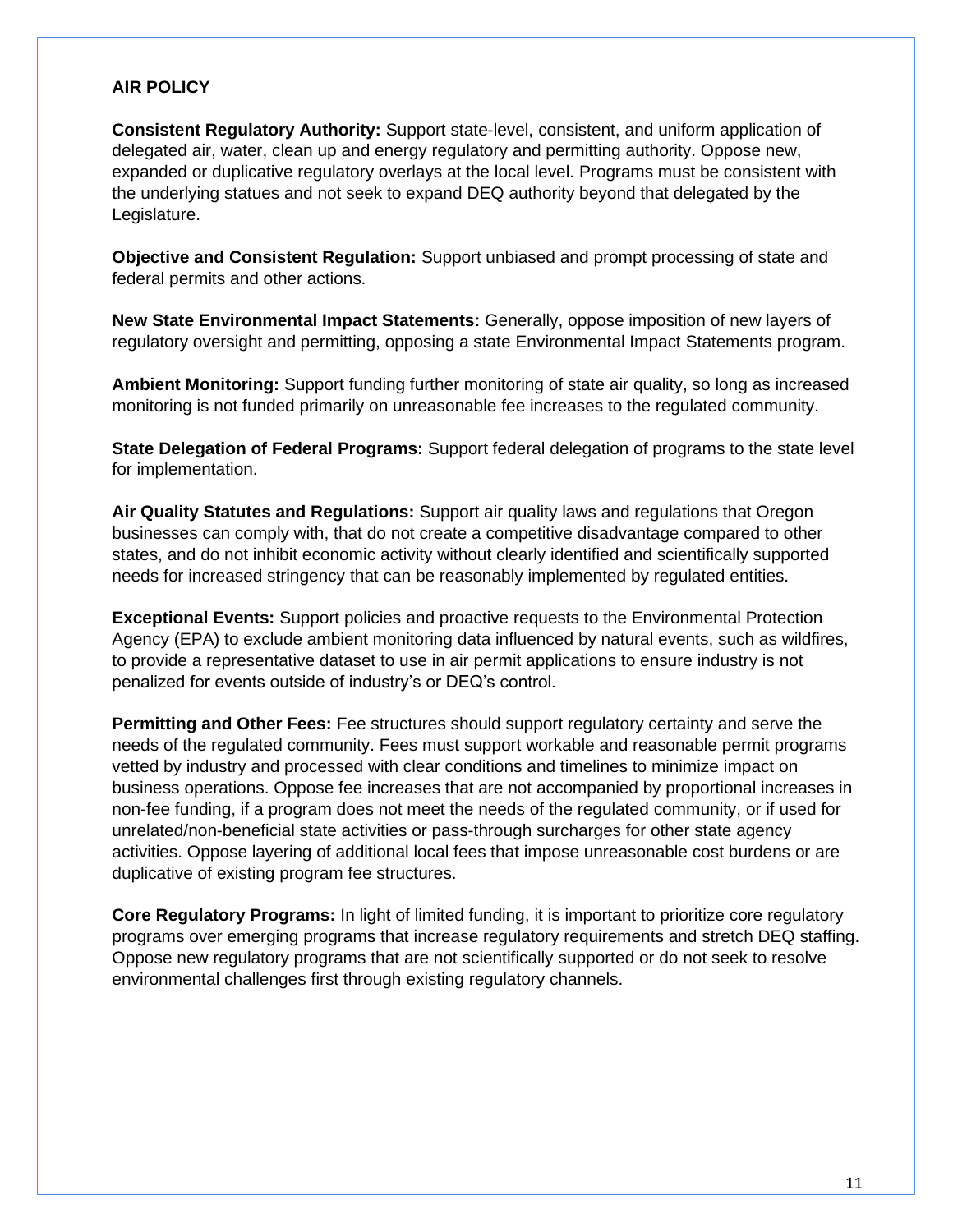## AIR POLICY

**Consistent Regulatory Authority:** Support state-level, consistent, and uniform application of delegated air, water, clean up and energy regulatory and permitting authority. Oppose new, expanded or duplicative regulatory overlays at the local level. Programs must be consistent with the underlying statues and not seek to expand DEQ authority beyond that delegated by the Legislature.

**Objective and Consistent Regulation:** Support unbiased and prompt processing of state and federal permits and other actions.

**New State Environmental Impact Statements:** Generally, oppose imposition of new layers of regulatory oversight and permitting, opposing a state Environmental Impact Statements program.

**Ambient Monitoring:** Support funding further monitoring of state air quality, so long as increased monitoring is not funded primarily on unreasonable fee increases to the regulated community.

**State Delegation of Federal Programs:** Support federal delegation of programs to the state level for implementation.

**Air Quality Statutes and Regulations:** Support air quality laws and regulations that Oregon businesses can comply with, that do not create a competitive disadvantage compared to other states, and do not inhibit economic activity without clearly identified and scientifically supported needs for increased stringency that can be reasonably implemented by regulated entities.

**Exceptional Events:** Support policies and proactive requests to the Environmental Protection Agency (EPA) to exclude ambient monitoring data influenced by natural events, such as wildfires, to provide a representative dataset to use in air permit applications to ensure industry is not penalized for events outside of industry's or DEQ's control.

**Permitting and Other Fees:** Fee structures should support regulatory certainty and serve the needs of the regulated community. Fees must support workable and reasonable permit programs vetted by industry and processed with clear conditions and timelines to minimize impact on business operations. Oppose fee increases that are not accompanied by proportional increases in non-fee funding, if a program does not meet the needs of the regulated community, or if used for unrelated/non-beneficial state activities or pass-through surcharges for other state agency activities. Oppose layering of additional local fees that impose unreasonable cost burdens or are duplicative of existing program fee structures.

**Core Regulatory Programs:** In light of limited funding, it is important to prioritize core regulatory programs over emerging programs that increase regulatory requirements and stretch DEQ staffing. Oppose new regulatory programs that are not scientifically supported or do not seek to resolve environmental challenges first through existing regulatory channels.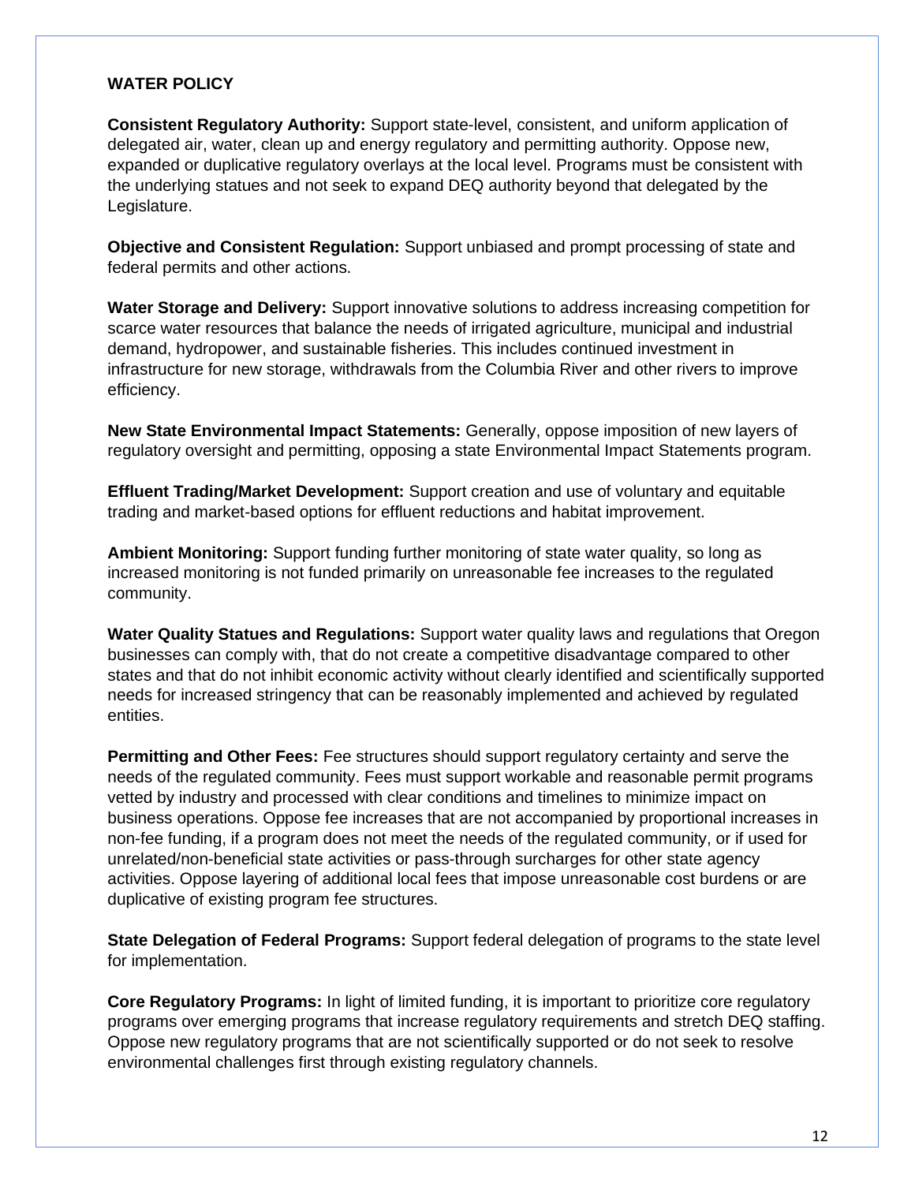## WATER POLICY

**Consistent Regulatory Authority:** Support state-level, consistent, and uniform application of delegated air, water, clean up and energy regulatory and permitting authority. Oppose new, expanded or duplicative regulatory overlays at the local level. Programs must be consistent with the underlying statues and not seek to expand DEQ authority beyond that delegated by the Legislature.

**Objective and Consistent Regulation:** Support unbiased and prompt processing of state and federal permits and other actions.

**Water Storage and Delivery:** Support innovative solutions to address increasing competition for scarce water resources that balance the needs of irrigated agriculture, municipal and industrial demand, hydropower, and sustainable fisheries. This includes continued investment in infrastructure for new storage, withdrawals from the Columbia River and other rivers to improve efficiency.

**New State Environmental Impact Statements:** Generally, oppose imposition of new layers of regulatory oversight and permitting, opposing a state Environmental Impact Statements program.

**Effluent Trading/Market Development:** Support creation and use of voluntary and equitable trading and market-based options for effluent reductions and habitat improvement.

**Ambient Monitoring:** Support funding further monitoring of state water quality, so long as increased monitoring is not funded primarily on unreasonable fee increases to the regulated community.

**Water Quality Statues and Regulations:** Support water quality laws and regulations that Oregon businesses can comply with, that do not create a competitive disadvantage compared to other states and that do not inhibit economic activity without clearly identified and scientifically supported needs for increased stringency that can be reasonably implemented and achieved by regulated entities.

**Permitting and Other Fees:** Fee structures should support regulatory certainty and serve the needs of the regulated community. Fees must support workable and reasonable permit programs vetted by industry and processed with clear conditions and timelines to minimize impact on business operations. Oppose fee increases that are not accompanied by proportional increases in non-fee funding, if a program does not meet the needs of the regulated community, or if used for unrelated/non-beneficial state activities or pass-through surcharges for other state agency activities. Oppose layering of additional local fees that impose unreasonable cost burdens or are duplicative of existing program fee structures.

**State Delegation of Federal Programs:** Support federal delegation of programs to the state level for implementation.

**Core Regulatory Programs:** In light of limited funding, it is important to prioritize core regulatory programs over emerging programs that increase regulatory requirements and stretch DEQ staffing. Oppose new regulatory programs that are not scientifically supported or do not seek to resolve environmental challenges first through existing regulatory channels.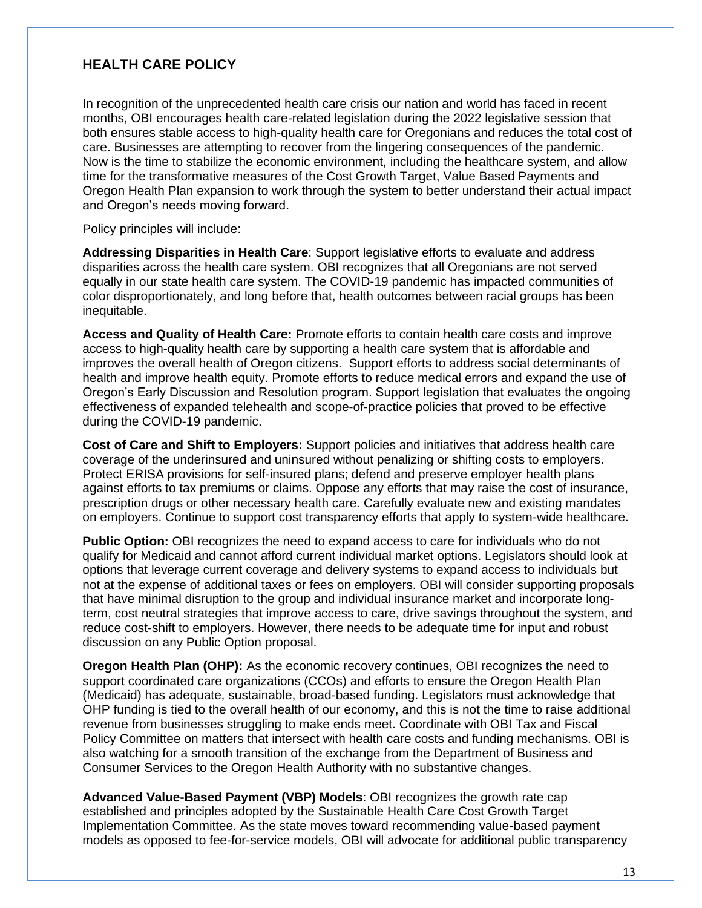## HEALTH CARE POLICY

In recognition of the unprecedented health care crisis our nation and world has faced in recent months, OBI encourages health care-related legislation during the 2022 legislative session that both ensures stable access to high-quality health care for Oregonians and reduces the total cost of care. Businesses are attempting to recover from the lingering consequences of the pandemic. Now is the time to stabilize the economic environment, including the healthcare system, and allow time for the transformative measures of the Cost Growth Target, Value Based Payments and Oregon Health Plan expansion to work through the system to better understand their actual impact and Oregon's needs moving forward.

Policy principles will include:

**Addressing Disparities in Health Care**: Support legislative efforts to evaluate and address disparities across the health care system. OBI recognizes that all Oregonians are not served equally in our state health care system. The COVID-19 pandemic has impacted communities of color disproportionately, and long before that, health outcomes between racial groups has been inequitable.

**Access and Quality of Health Care:** Promote efforts to contain health care costs and improve access to high-quality health care by supporting a health care system that is affordable and improves the overall health of Oregon citizens. Support efforts to address social determinants of health and improve health equity. Promote efforts to reduce medical errors and expand the use of Oregon's Early Discussion and Resolution program. Support legislation that evaluates the ongoing effectiveness of expanded telehealth and scope-of-practice policies that proved to be effective during the COVID-19 pandemic.

**Cost of Care and Shift to Employers:** Support policies and initiatives that address health care coverage of the underinsured and uninsured without penalizing or shifting costs to employers. Protect ERISA provisions for self-insured plans; defend and preserve employer health plans against efforts to tax premiums or claims. Oppose any efforts that may raise the cost of insurance, prescription drugs or other necessary health care. Carefully evaluate new and existing mandates on employers. Continue to support cost transparency efforts that apply to system-wide healthcare.

**Public Option:** OBI recognizes the need to expand access to care for individuals who do not qualify for Medicaid and cannot afford current individual market options. Legislators should look at options that leverage current coverage and delivery systems to expand access to individuals but not at the expense of additional taxes or fees on employers. OBI will consider supporting proposals that have minimal disruption to the group and individual insurance market and incorporate long-term, cost neutral strategies that improve access to care, drive savings throughout the system, and reduce cost-shift to employers. However, there needs to be adequate time for input and robust discussion on any Public Option proposal.

**Oregon Health Plan (OHP):** As the economic recovery continues, OBI recognizes the need to support coordinated care organizations (CCOs) and efforts to ensure the Oregon Health Plan (Medicaid) has adequate, sustainable, broad-based funding. Legislators must acknowledge that OHP funding is tied to the overall health of our economy, and this is not the time to raise additional revenue from businesses struggling to make ends meet. Coordinate with OBI Tax and Fiscal Policy Committee on matters that intersect with health care costs and funding mechanisms. OBI is also watching for a smooth transition of the exchange from the Department of Business and Consumer Services to the Oregon Health Authority with no substantive changes.

**Advanced Value-Based Payment (VBP) Models**: OBI recognizes the growth rate cap established and principles adopted by the Sustainable Health Care Cost Growth Target Implementation Committee. As the state moves toward recommending value-based payment models as opposed to fee-for-service models, OBI will advocate for additional public transparency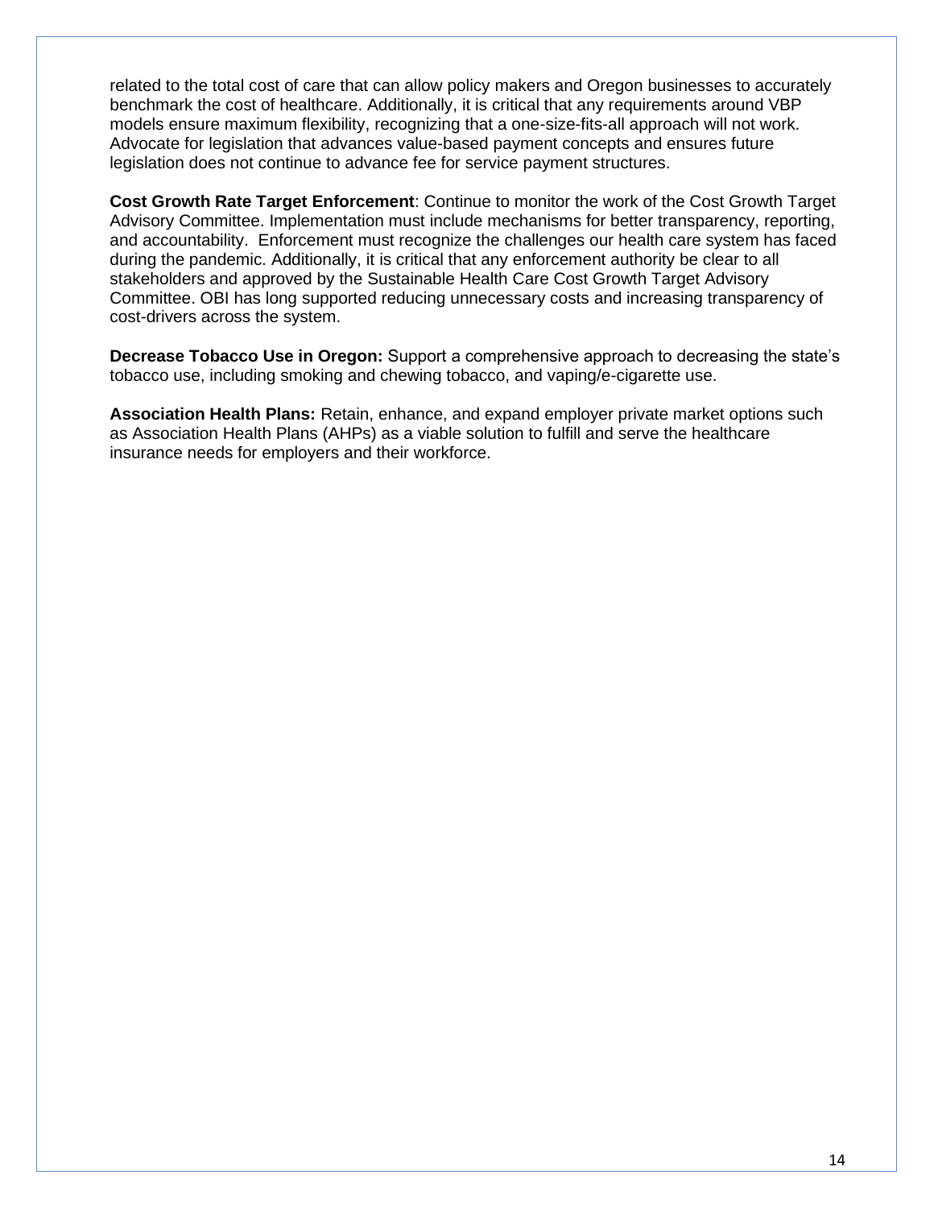related to the total cost of care that can allow policy makers and Oregon businesses to accurately benchmark the cost of healthcare. Additionally, it is critical that any requirements around VBP models ensure maximum flexibility, recognizing that a one-size-fits-all approach will not work. Advocate for legislation that advances value-based payment concepts and ensures future legislation does not continue to advance fee for service payment structures.

**Cost Growth Rate Target Enforcement**: Continue to monitor the work of the Cost Growth Target Advisory Committee. Implementation must include mechanisms for better transparency, reporting, and accountability. Enforcement must recognize the challenges our health care system has faced during the pandemic. Additionally, it is critical that any enforcement authority be clear to all stakeholders and approved by the Sustainable Health Care Cost Growth Target Advisory Committee. OBI has long supported reducing unnecessary costs and increasing transparency of cost-drivers across the system.

**Decrease Tobacco Use in Oregon:** Support a comprehensive approach to decreasing the state's tobacco use, including smoking and chewing tobacco, and vaping/e-cigarette use.

**Association Health Plans:** Retain, enhance, and expand employer private market options such as Association Health Plans (AHPs) as a viable solution to fulfill and serve the healthcare insurance needs for employers and their workforce.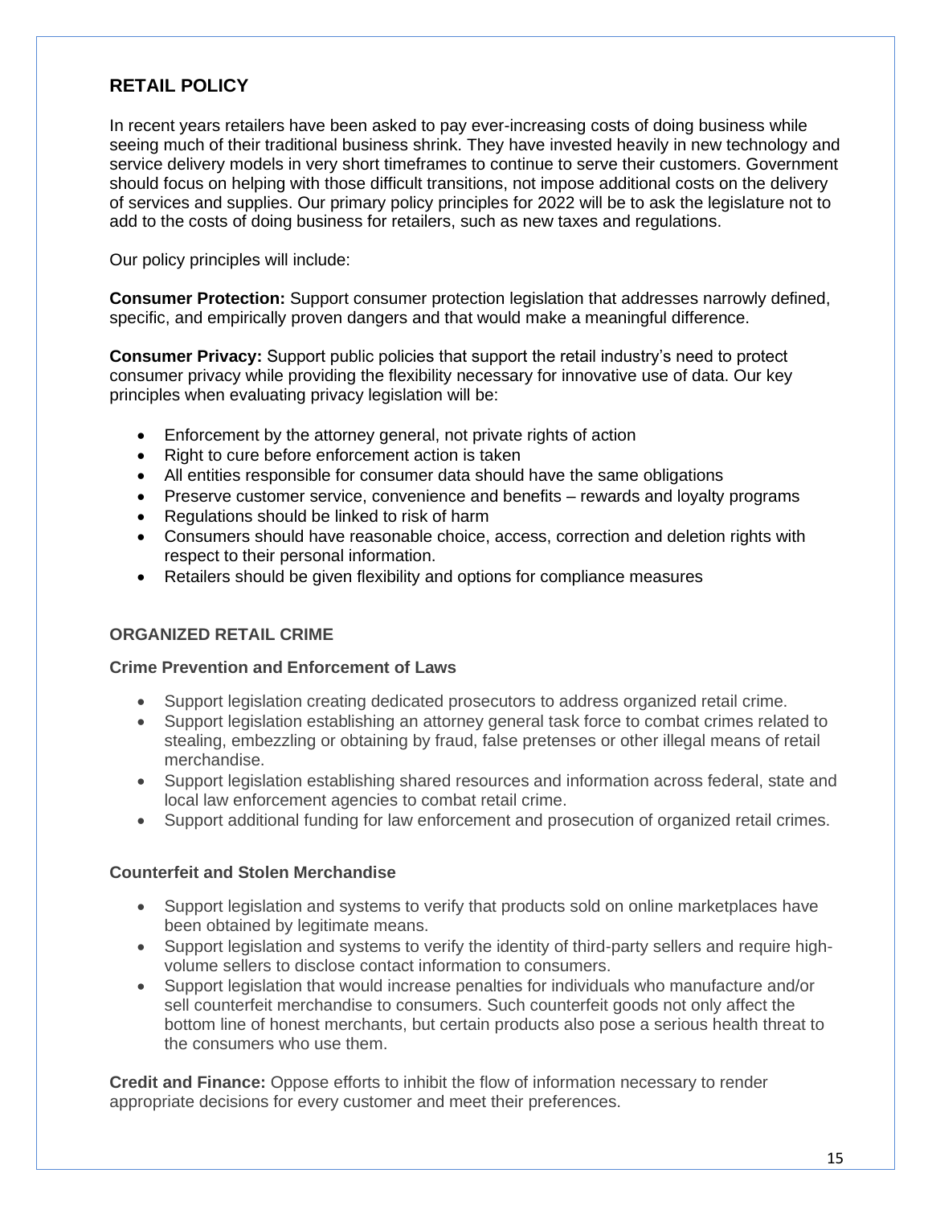## RETAIL POLICY

In recent years retailers have been asked to pay ever-increasing costs of doing business while seeing much of their traditional business shrink. They have invested heavily in new technology and service delivery models in very short timeframes to continue to serve their customers. Government should focus on helping with those difficult transitions, not impose additional costs on the delivery of services and supplies. Our primary policy principles for 2022 will be to ask the legislature not to add to the costs of doing business for retailers, such as new taxes and regulations.

Our policy principles will include:

**Consumer Protection:** Support consumer protection legislation that addresses narrowly defined, specific, and empirically proven dangers and that would make a meaningful difference.

**Consumer Privacy:** Support public policies that support the retail industry's need to protect consumer privacy while providing the flexibility necessary for innovative use of data. Our key principles when evaluating privacy legislation will be:

- Enforcement by the attorney general, not private rights of action
- Right to cure before enforcement action is taken
- All entities responsible for consumer data should have the same obligations
- Preserve customer service, convenience and benefits – rewards and loyalty programs
- Regulations should be linked to risk of harm
- Consumers should have reasonable choice, access, correction and deletion rights with respect to their personal information.
- Retailers should be given flexibility and options for compliance measures

### ORGANIZED RETAIL CRIME

#### Crime Prevention and Enforcement of Laws

- Support legislation creating dedicated prosecutors to address organized retail crime.
- Support legislation establishing an attorney general task force to combat crimes related to stealing, embezzling or obtaining by fraud, false pretenses or other illegal means of retail merchandise.
- Support legislation establishing shared resources and information across federal, state and local law enforcement agencies to combat retail crime.
- Support additional funding for law enforcement and prosecution of organized retail crimes.

#### Counterfeit and Stolen Merchandise

- Support legislation and systems to verify that products sold on online marketplaces have been obtained by legitimate means.
- Support legislation and systems to verify the identity of third-party sellers and require high-volume sellers to disclose contact information to consumers.
- Support legislation that would increase penalties for individuals who manufacture and/or sell counterfeit merchandise to consumers. Such counterfeit goods not only affect the bottom line of honest merchants, but certain products also pose a serious health threat to the consumers who use them.

**Credit and Finance:** Oppose efforts to inhibit the flow of information necessary to render appropriate decisions for every customer and meet their preferences.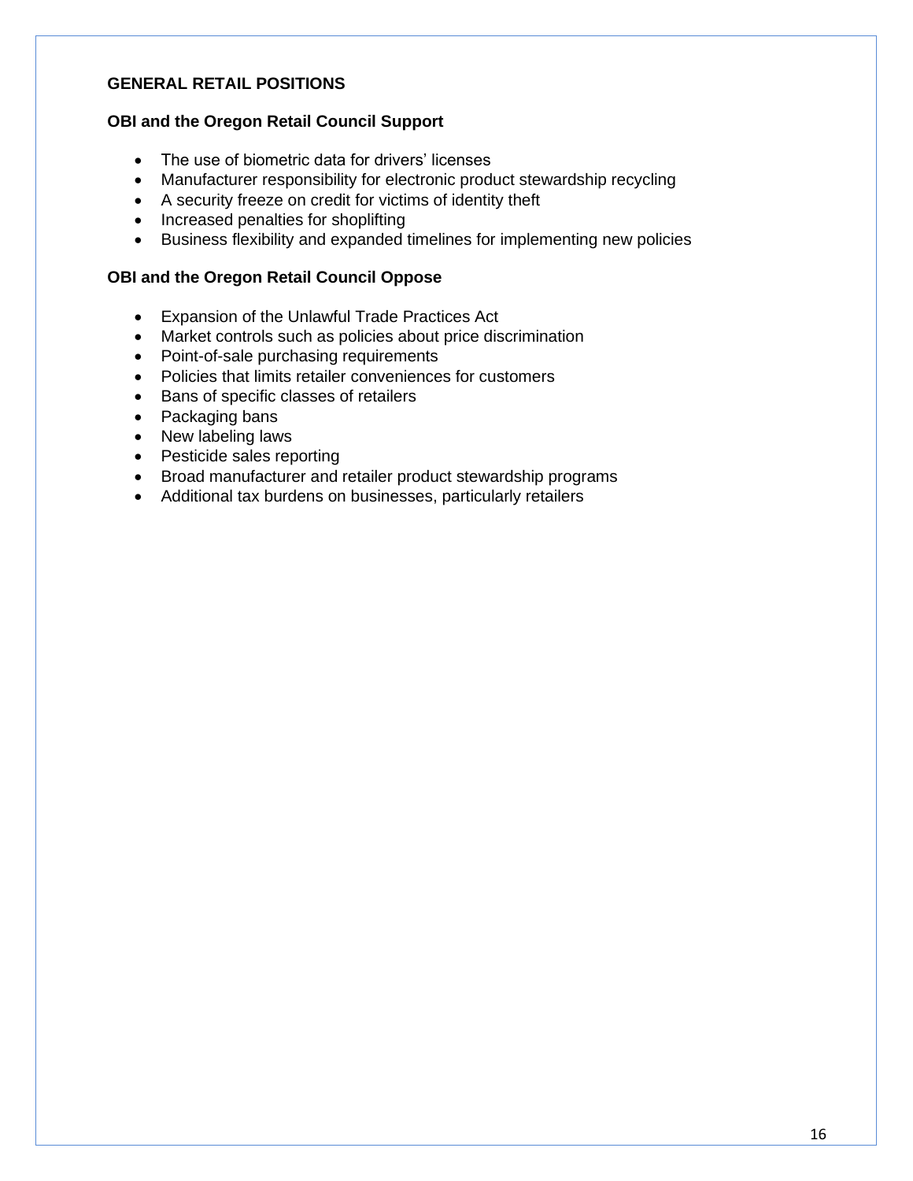## GENERAL RETAIL POSITIONS

### OBI and the Oregon Retail Council Support

- The use of biometric data for drivers' licenses
- Manufacturer responsibility for electronic product stewardship recycling
- A security freeze on credit for victims of identity theft
- Increased penalties for shoplifting
- Business flexibility and expanded timelines for implementing new policies

### OBI and the Oregon Retail Council Oppose

- Expansion of the Unlawful Trade Practices Act
- Market controls such as policies about price discrimination
- Point-of-sale purchasing requirements
- Policies that limits retailer conveniences for customers
- Bans of specific classes of retailers
- Packaging bans
- New labeling laws
- Pesticide sales reporting
- Broad manufacturer and retailer product stewardship programs
- Additional tax burdens on businesses, particularly retailers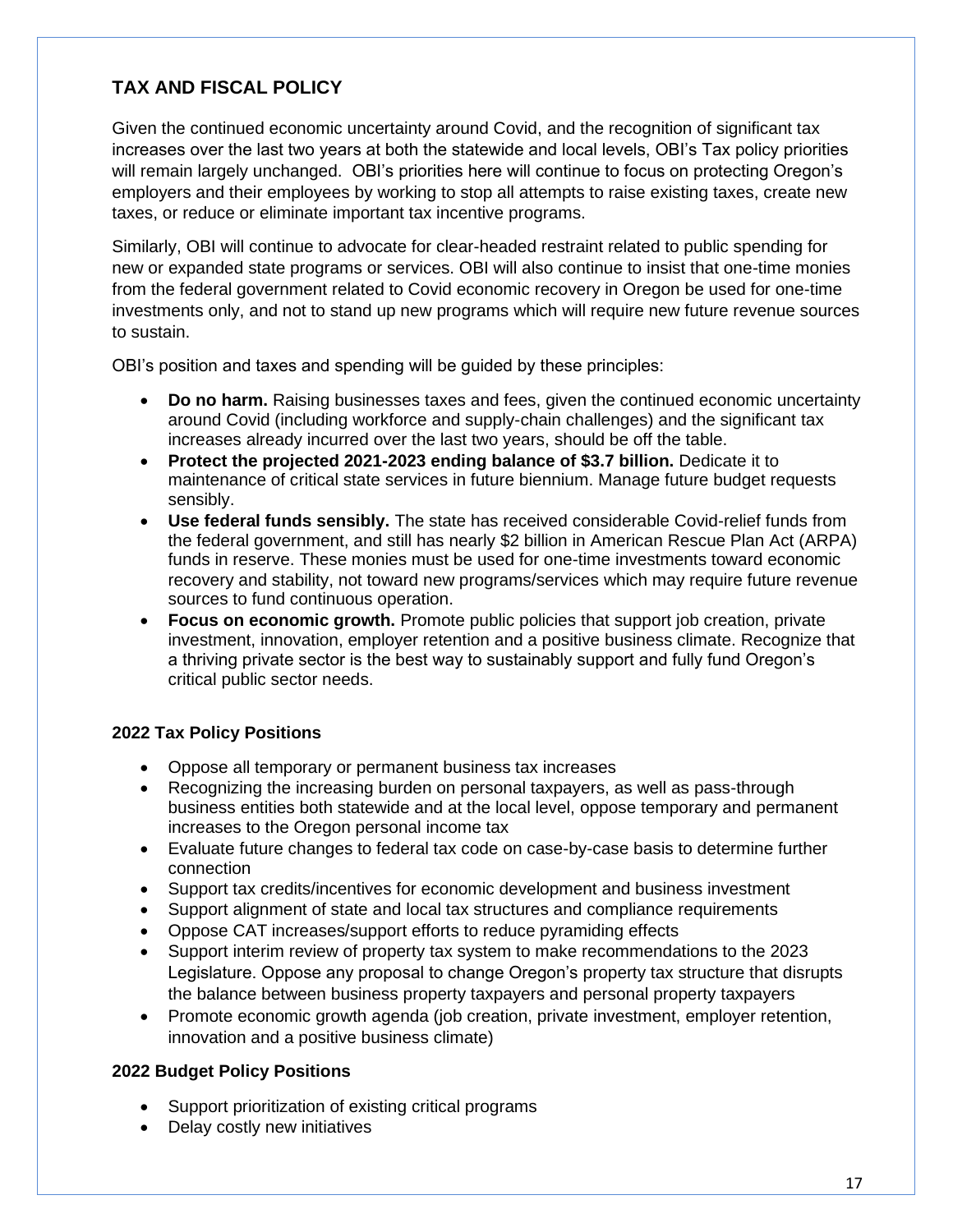## TAX AND FISCAL POLICY

Given the continued economic uncertainty around Covid, and the recognition of significant tax increases over the last two years at both the statewide and local levels, OBI's Tax policy priorities will remain largely unchanged. OBI's priorities here will continue to focus on protecting Oregon's employers and their employees by working to stop all attempts to raise existing taxes, create new taxes, or reduce or eliminate important tax incentive programs.

Similarly, OBI will continue to advocate for clear-headed restraint related to public spending for new or expanded state programs or services. OBI will also continue to insist that one-time monies from the federal government related to Covid economic recovery in Oregon be used for one-time investments only, and not to stand up new programs which will require new future revenue sources to sustain.

OBI's position and taxes and spending will be guided by these principles:

- **Do no harm.** Raising businesses taxes and fees, given the continued economic uncertainty around Covid (including workforce and supply-chain challenges) and the significant tax increases already incurred over the last two years, should be off the table.
- **Protect the projected 2021-2023 ending balance of $3.7 billion.** Dedicate it to maintenance of critical state services in future biennium. Manage future budget requests sensibly.
- **Use federal funds sensibly.** The state has received considerable Covid-relief funds from the federal government, and still has nearly $2 billion in American Rescue Plan Act (ARPA) funds in reserve. These monies must be used for one-time investments toward economic recovery and stability, not toward new programs/services which may require future revenue sources to fund continuous operation.
- **Focus on economic growth.** Promote public policies that support job creation, private investment, innovation, employer retention and a positive business climate. Recognize that a thriving private sector is the best way to sustainably support and fully fund Oregon's critical public sector needs.

### 2022 Tax Policy Positions

- Oppose all temporary or permanent business tax increases
- Recognizing the increasing burden on personal taxpayers, as well as pass-through business entities both statewide and at the local level, oppose temporary and permanent increases to the Oregon personal income tax
- Evaluate future changes to federal tax code on case-by-case basis to determine further connection
- Support tax credits/incentives for economic development and business investment
- Support alignment of state and local tax structures and compliance requirements
- Oppose CAT increases/support efforts to reduce pyramiding effects
- Support interim review of property tax system to make recommendations to the 2023 Legislature. Oppose any proposal to change Oregon's property tax structure that disrupts the balance between business property taxpayers and personal property taxpayers
- Promote economic growth agenda (job creation, private investment, employer retention, innovation and a positive business climate)

### 2022 Budget Policy Positions

- Support prioritization of existing critical programs
- Delay costly new initiatives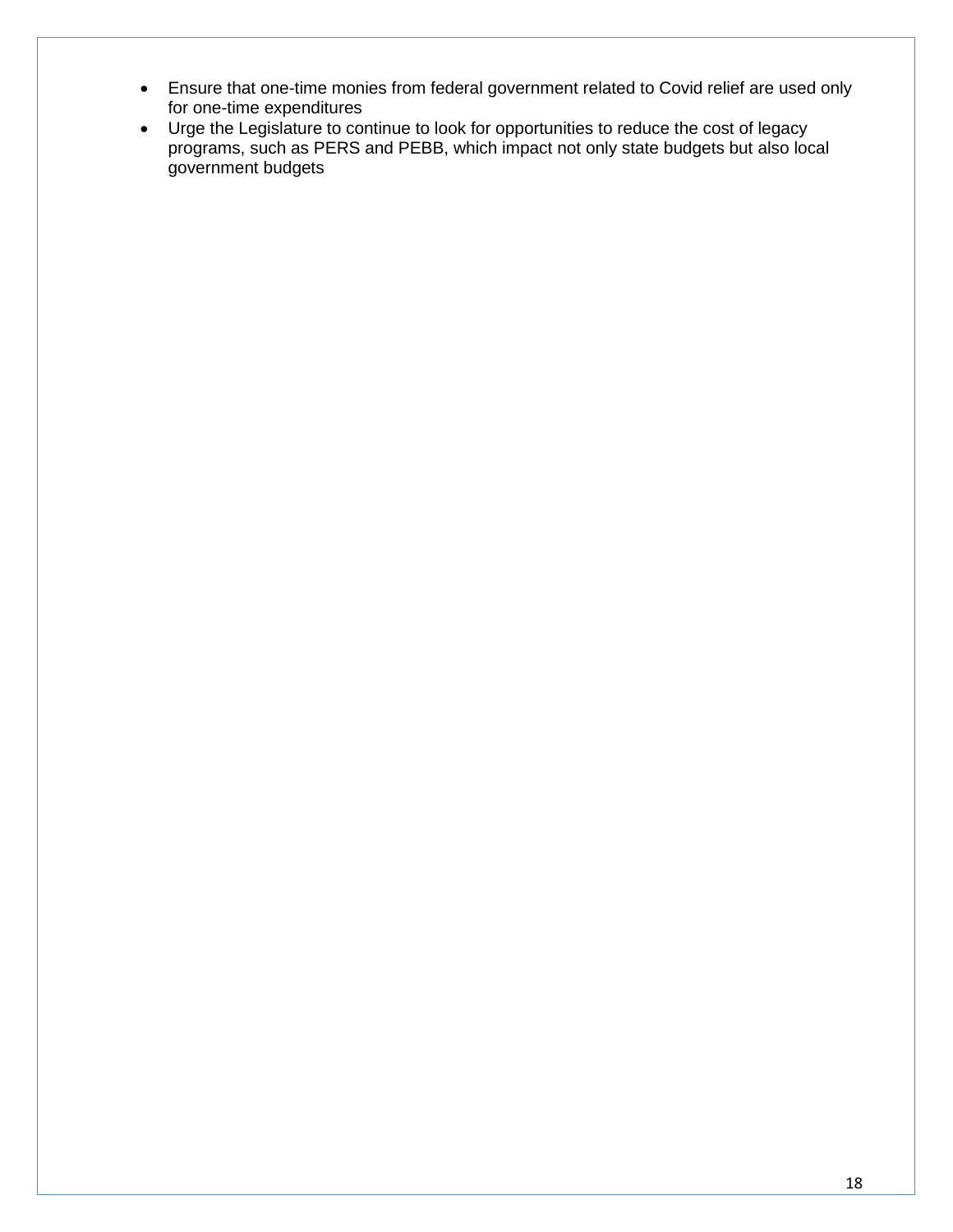- Ensure that one-time monies from federal government related to Covid relief are used only for one-time expenditures
- Urge the Legislature to continue to look for opportunities to reduce the cost of legacy programs, such as PERS and PEBB, which impact not only state budgets but also local government budgets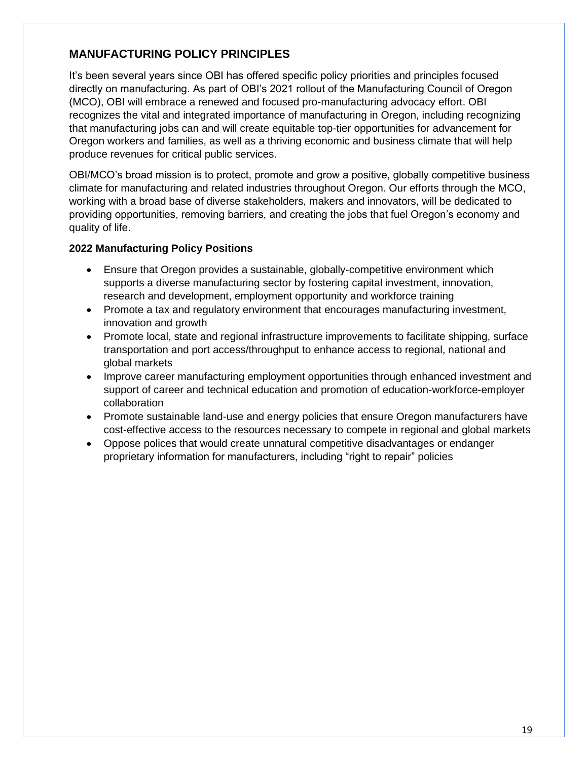## MANUFACTURING POLICY PRINCIPLES

It's been several years since OBI has offered specific policy priorities and principles focused directly on manufacturing. As part of OBI's 2021 rollout of the Manufacturing Council of Oregon (MCO), OBI will embrace a renewed and focused pro-manufacturing advocacy effort. OBI recognizes the vital and integrated importance of manufacturing in Oregon, including recognizing that manufacturing jobs can and will create equitable top-tier opportunities for advancement for Oregon workers and families, as well as a thriving economic and business climate that will help produce revenues for critical public services.

OBI/MCO's broad mission is to protect, promote and grow a positive, globally competitive business climate for manufacturing and related industries throughout Oregon. Our efforts through the MCO, working with a broad base of diverse stakeholders, makers and innovators, will be dedicated to providing opportunities, removing barriers, and creating the jobs that fuel Oregon's economy and quality of life.

### 2022 Manufacturing Policy Positions

- Ensure that Oregon provides a sustainable, globally-competitive environment which supports a diverse manufacturing sector by fostering capital investment, innovation, research and development, employment opportunity and workforce training
- Promote a tax and regulatory environment that encourages manufacturing investment, innovation and growth
- Promote local, state and regional infrastructure improvements to facilitate shipping, surface transportation and port access/throughput to enhance access to regional, national and global markets
- Improve career manufacturing employment opportunities through enhanced investment and support of career and technical education and promotion of education-workforce-employer collaboration
- Promote sustainable land-use and energy policies that ensure Oregon manufacturers have cost-effective access to the resources necessary to compete in regional and global markets
- Oppose polices that would create unnatural competitive disadvantages or endanger proprietary information for manufacturers, including "right to repair" policies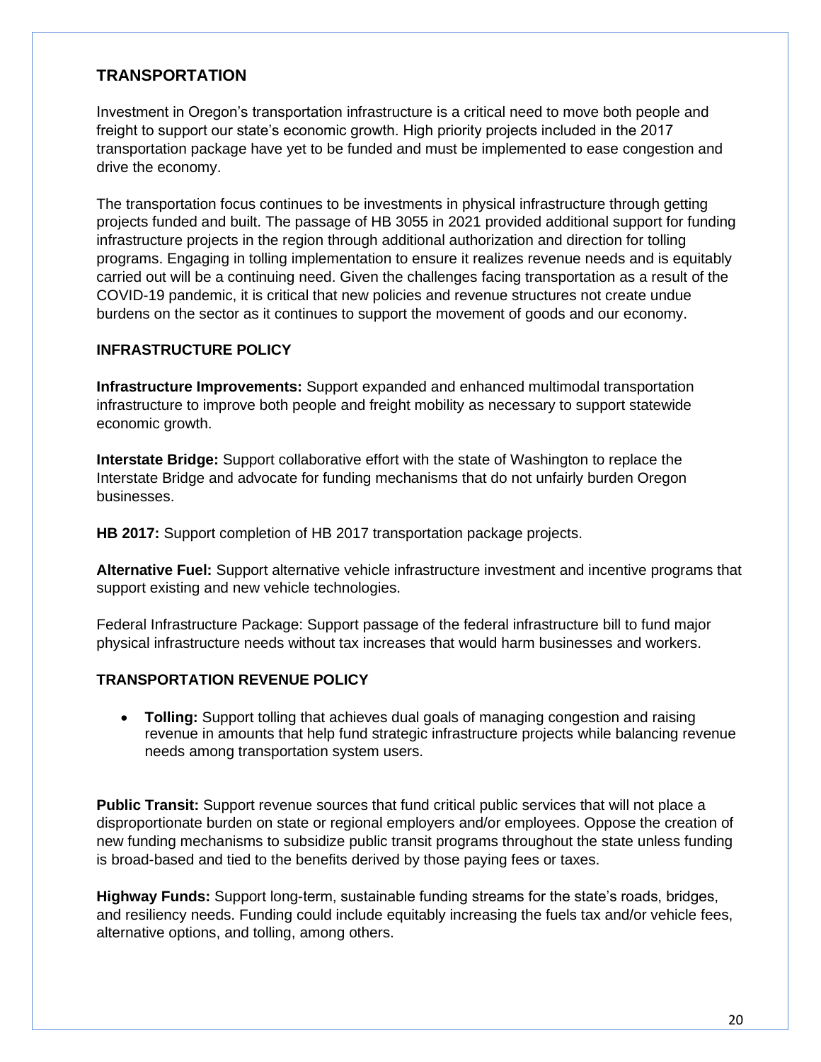## TRANSPORTATION

Investment in Oregon's transportation infrastructure is a critical need to move both people and freight to support our state's economic growth. High priority projects included in the 2017 transportation package have yet to be funded and must be implemented to ease congestion and drive the economy.

The transportation focus continues to be investments in physical infrastructure through getting projects funded and built. The passage of HB 3055 in 2021 provided additional support for funding infrastructure projects in the region through additional authorization and direction for tolling programs. Engaging in tolling implementation to ensure it realizes revenue needs and is equitably carried out will be a continuing need. Given the challenges facing transportation as a result of the COVID-19 pandemic, it is critical that new policies and revenue structures not create undue burdens on the sector as it continues to support the movement of goods and our economy.

### INFRASTRUCTURE POLICY

**Infrastructure Improvements:** Support expanded and enhanced multimodal transportation infrastructure to improve both people and freight mobility as necessary to support statewide economic growth.

**Interstate Bridge:** Support collaborative effort with the state of Washington to replace the Interstate Bridge and advocate for funding mechanisms that do not unfairly burden Oregon businesses.

**HB 2017:** Support completion of HB 2017 transportation package projects.

**Alternative Fuel:** Support alternative vehicle infrastructure investment and incentive programs that support existing and new vehicle technologies.

Federal Infrastructure Package: Support passage of the federal infrastructure bill to fund major physical infrastructure needs without tax increases that would harm businesses and workers.

### TRANSPORTATION REVENUE POLICY

- **Tolling:** Support tolling that achieves dual goals of managing congestion and raising revenue in amounts that help fund strategic infrastructure projects while balancing revenue needs among transportation system users.

**Public Transit:** Support revenue sources that fund critical public services that will not place a disproportionate burden on state or regional employers and/or employees. Oppose the creation of new funding mechanisms to subsidize public transit programs throughout the state unless funding is broad-based and tied to the benefits derived by those paying fees or taxes.

**Highway Funds:** Support long-term, sustainable funding streams for the state's roads, bridges, and resiliency needs. Funding could include equitably increasing the fuels tax and/or vehicle fees, alternative options, and tolling, among others.